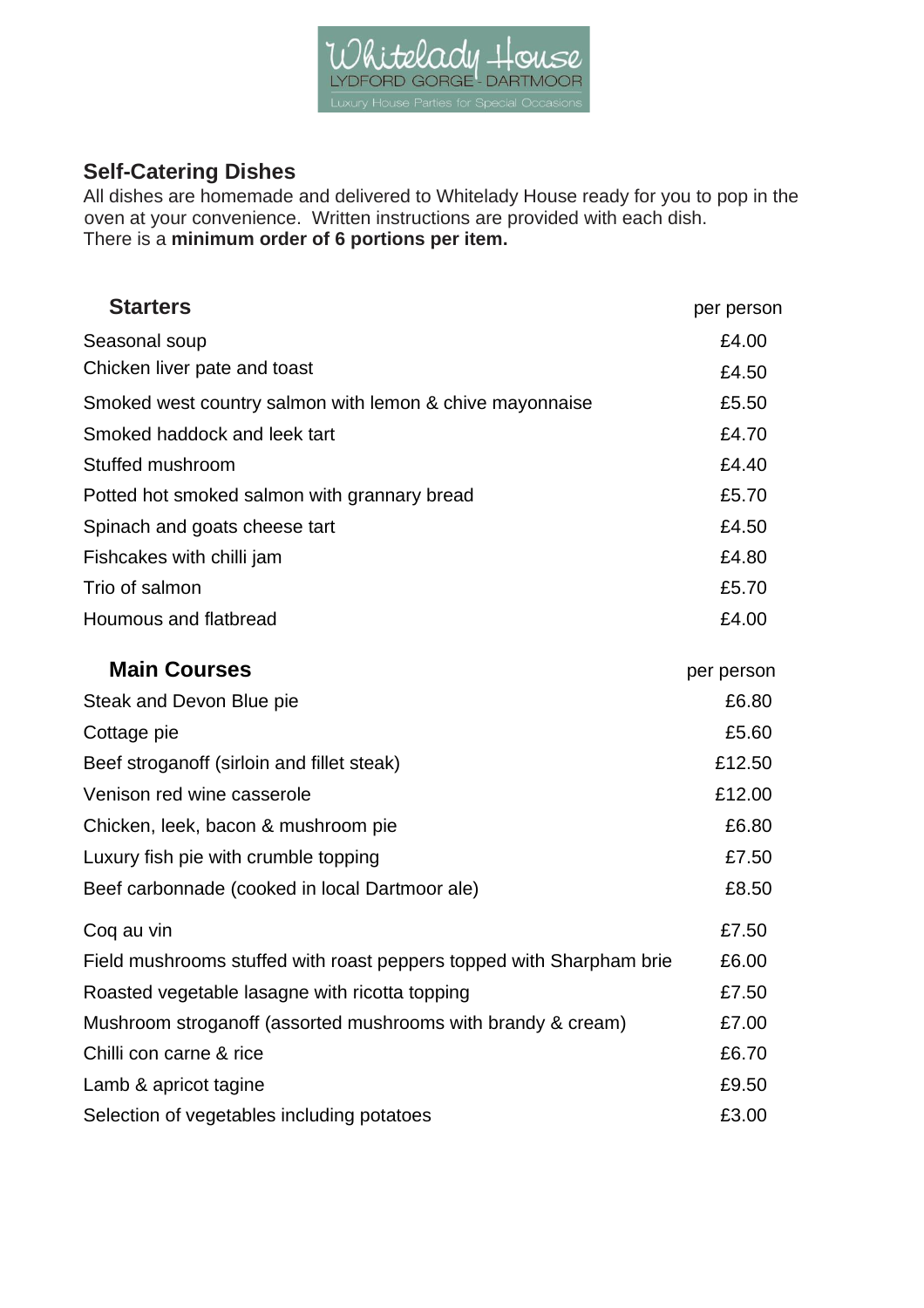## Self-Catering Dishes

All dishes are homemade and delivered to Whitelady House ready for you to pop in the oven at your convenience. Written instructions are provided with each dish.
There is a **minimum order of 6 portions per item.**

| **Starters** | per person |
|---|---|
| Seasonal soup | £4.00 |
| Chicken liver pate and toast | £4.50 |
| Smoked west country salmon with lemon & chive mayonnaise | £5.50 |
| Smoked haddock and leek tart | £4.70 |
| Stuffed mushroom | £4.40 |
| Potted hot smoked salmon with grannary bread | £5.70 |
| Spinach and goats cheese tart | £4.50 |
| Fishcakes with chilli jam | £4.80 |
| Trio of salmon | £5.70 |
| Houmous and flatbread | £4.00 |

| **Main Courses** | per person |
|---|---|
| Steak and Devon Blue pie | £6.80 |
| Cottage pie | £5.60 |
| Beef stroganoff (sirloin and fillet steak) | £12.50 |
| Venison red wine casserole | £12.00 |
| Chicken, leek, bacon & mushroom pie | £6.80 |
| Luxury fish pie with crumble topping | £7.50 |
| Beef carbonnade (cooked in local Dartmoor ale) | £8.50 |
| Coq au vin | £7.50 |
| Field mushrooms stuffed with roast peppers topped with Sharpham brie | £6.00 |
| Roasted vegetable lasagne with ricotta topping | £7.50 |
| Mushroom stroganoff (assorted mushrooms with brandy & cream) | £7.00 |
| Chilli con carne & rice | £6.70 |
| Lamb & apricot tagine | £9.50 |
| Selection of vegetables including potatoes | £3.00 |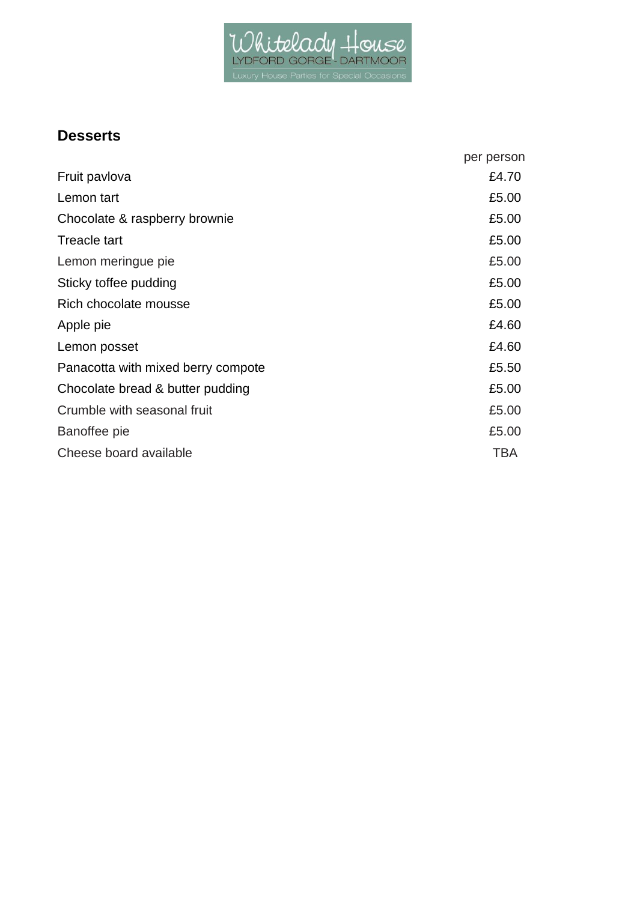## Desserts

| | per person |
| --- | --- |
| Fruit pavlova | £4.70 |
| Lemon tart | £5.00 |
| Chocolate & raspberry brownie | £5.00 |
| Treacle tart | £5.00 |
| Lemon meringue pie | £5.00 |
| Sticky toffee pudding | £5.00 |
| Rich chocolate mousse | £5.00 |
| Apple pie | £4.60 |
| Lemon posset | £4.60 |
| Panacotta with mixed berry compote | £5.50 |
| Chocolate bread & butter pudding | £5.00 |
| Crumble with seasonal fruit | £5.00 |
| Banoffee pie | £5.00 |
| Cheese board available | TBA |